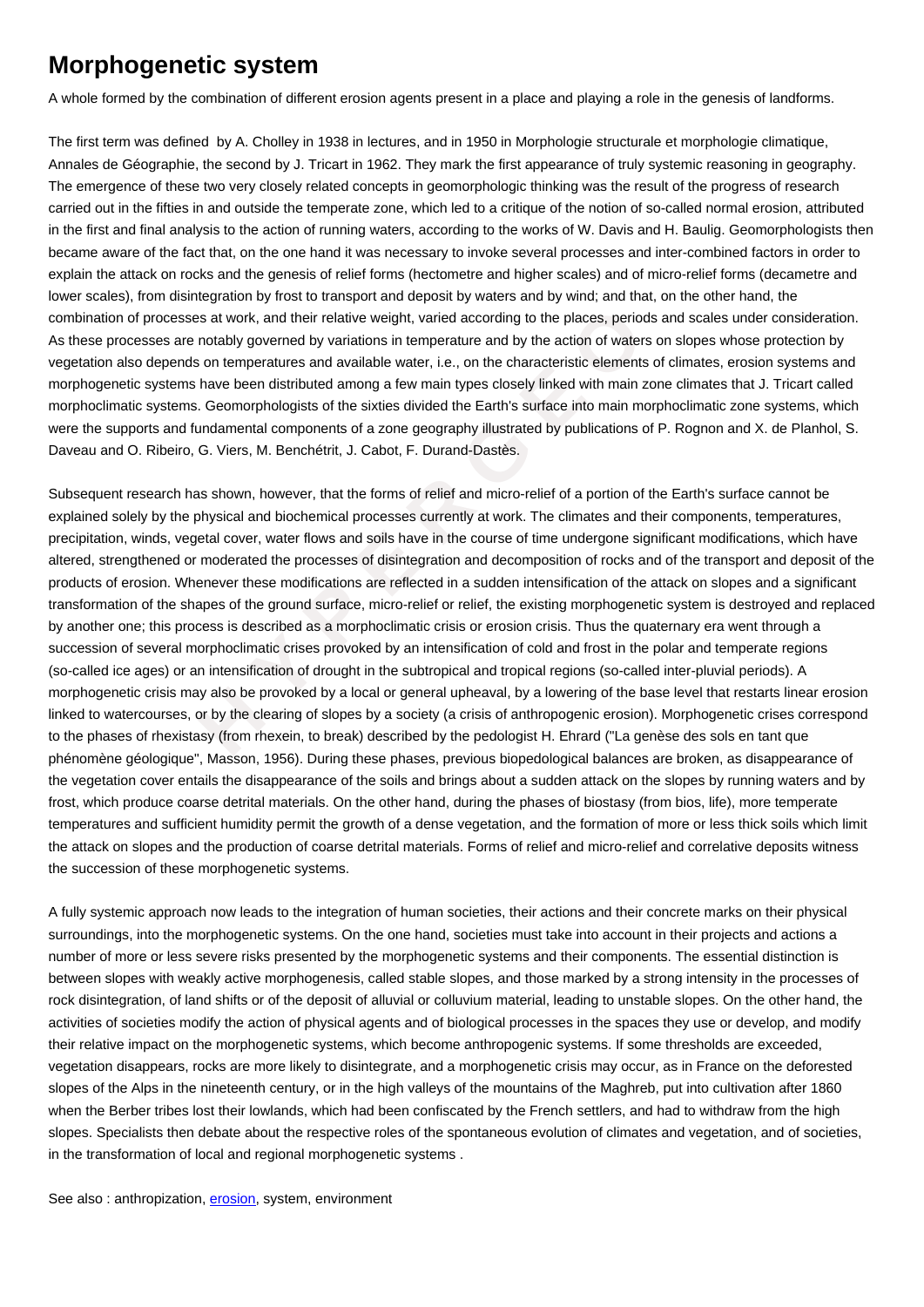# Morphogenetic system

A whole formed by the combination of different erosion agents present in a place and playing a role in the genesis of landforms.

The first term was defined by A. Cholley in 1938 in lectures, and in 1950 in Morphologie structurale et morphologie climatique, Annales de Géographie, the second by J. Tricart in 1962. They mark the first appearance of truly systemic reasoning in geography. The emergence of these two very closely related concepts in geomorphologic thinking was the result of the progress of research carried out in the fifties in and outside the temperate zone, which led to a critique of the notion of so-called normal erosion, attributed in the first and final analysis to the action of running waters, according to the works of W. Davis and H. Baulig. Geomorphologists then became aware of the fact that, on the one hand it was necessary to invoke several processes and inter-combined factors in order to explain the attack on rocks and the genesis of relief forms (hectometre and higher scales) and of micro-relief forms (decametre and lower scales), from disintegration by frost to transport and deposit by waters and by wind; and that, on the other hand, the combination of processes at work, and their relative weight, varied according to the places, periods and scales under consideration. As these processes are notably governed by variations in temperature and by the action of waters on slopes whose protection by vegetation also depends on temperatures and available water, i.e., on the characteristic elements of climates, erosion systems and morphogenetic systems have been distributed among a few main types closely linked with main zone climates that J. Tricart called morphoclimatic systems. Geomorphologists of the sixties divided the Earth's surface into main morphoclimatic zone systems, which were the supports and fundamental components of a zone geography illustrated by publications of P. Rognon and X. de Planhol, S. Daveau and O. Ribeiro, G. Viers, M. Benchétrit, J. Cabot, F. Durand-Dastès.

Subsequent research has shown, however, that the forms of relief and micro-relief of a portion of the Earth's surface cannot be explained solely by the physical and biochemical processes currently at work. The climates and their components, temperatures, precipitation, winds, vegetal cover, water flows and soils have in the course of time undergone significant modifications, which have altered, strengthened or moderated the processes of disintegration and decomposition of rocks and of the transport and deposit of the products of erosion. Whenever these modifications are reflected in a sudden intensification of the attack on slopes and a significant transformation of the shapes of the ground surface, micro-relief or relief, the existing morphogenetic system is destroyed and replaced by another one; this process is described as a morphoclimatic crisis or erosion crisis. Thus the quaternary era went through a succession of several morphoclimatic crises provoked by an intensification of cold and frost in the polar and temperate regions (so-called ice ages) or an intensification of drought in the subtropical and tropical regions (so-called inter-pluvial periods). A morphogenetic crisis may also be provoked by a local or general upheaval, by a lowering of the base level that restarts linear erosion linked to watercourses, or by the clearing of slopes by a society (a crisis of anthropogenic erosion). Morphogenetic crises correspond to the phases of rhexistasy (from rhexein, to break) described by the pedologist H. Ehrard ("La genèse des sols en tant que phénomène géologique", Masson, 1956). During these phases, previous biopedological balances are broken, as disappearance of the vegetation cover entails the disappearance of the soils and brings about a sudden attack on the slopes by running waters and by frost, which produce coarse detrital materials. On the other hand, during the phases of biostasy (from bios, life), more temperate temperatures and sufficient humidity permit the growth of a dense vegetation, and the formation of more or less thick soils which limit the attack on slopes and the production of coarse detrital materials. Forms of relief and micro-relief and correlative deposits witness the succession of these morphogenetic systems.

A fully systemic approach now leads to the integration of human societies, their actions and their concrete marks on their physical surroundings, into the morphogenetic systems. On the one hand, societies must take into account in their projects and actions a number of more or less severe risks presented by the morphogenetic systems and their components. The essential distinction is between slopes with weakly active morphogenesis, called stable slopes, and those marked by a strong intensity in the processes of rock disintegration, of land shifts or of the deposit of alluvial or colluvium material, leading to unstable slopes. On the other hand, the activities of societies modify the action of physical agents and of biological processes in the spaces they use or develop, and modify their relative impact on the morphogenetic systems, which become anthropogenic systems. If some thresholds are exceeded, vegetation disappears, rocks are more likely to disintegrate, and a morphogenetic crisis may occur, as in France on the deforested slopes of the Alps in the nineteenth century, or in the high valleys of the mountains of the Maghreb, put into cultivation after 1860 when the Berber tribes lost their lowlands, which had been confiscated by the French settlers, and had to withdraw from the high slopes. Specialists then debate about the respective roles of the spontaneous evolution of climates and vegetation, and of societies, in the transformation of local and regional morphogenetic systems .

See also : anthropization, erosion, system, environment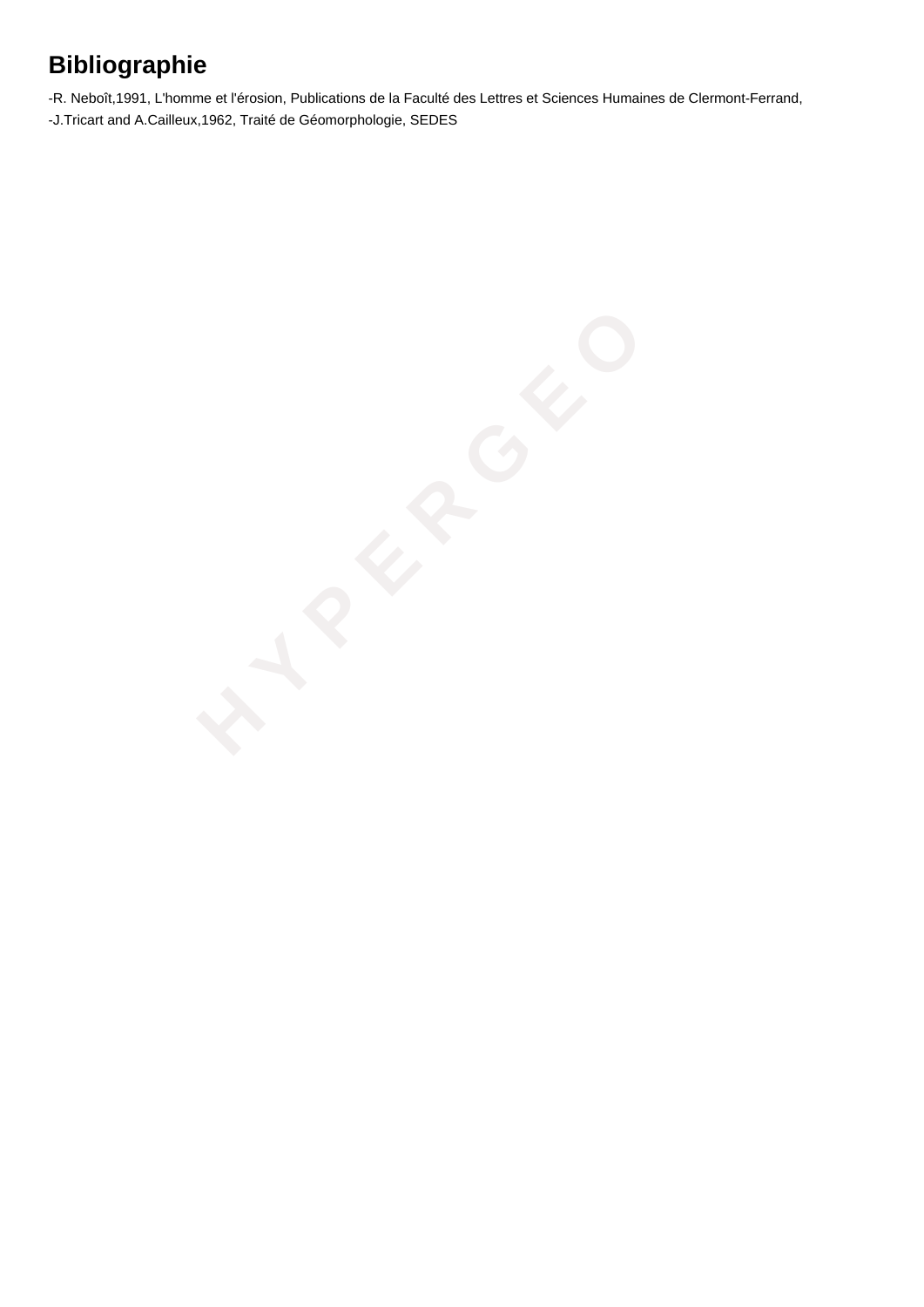## Bibliographie

-R. Neboît,1991, L'homme et l'érosion, Publications de la Faculté des Lettres et Sciences Humaines de Clermont-Ferrand,

-J.Tricart and A.Cailleux,1962, Traité de Géomorphologie, SEDES